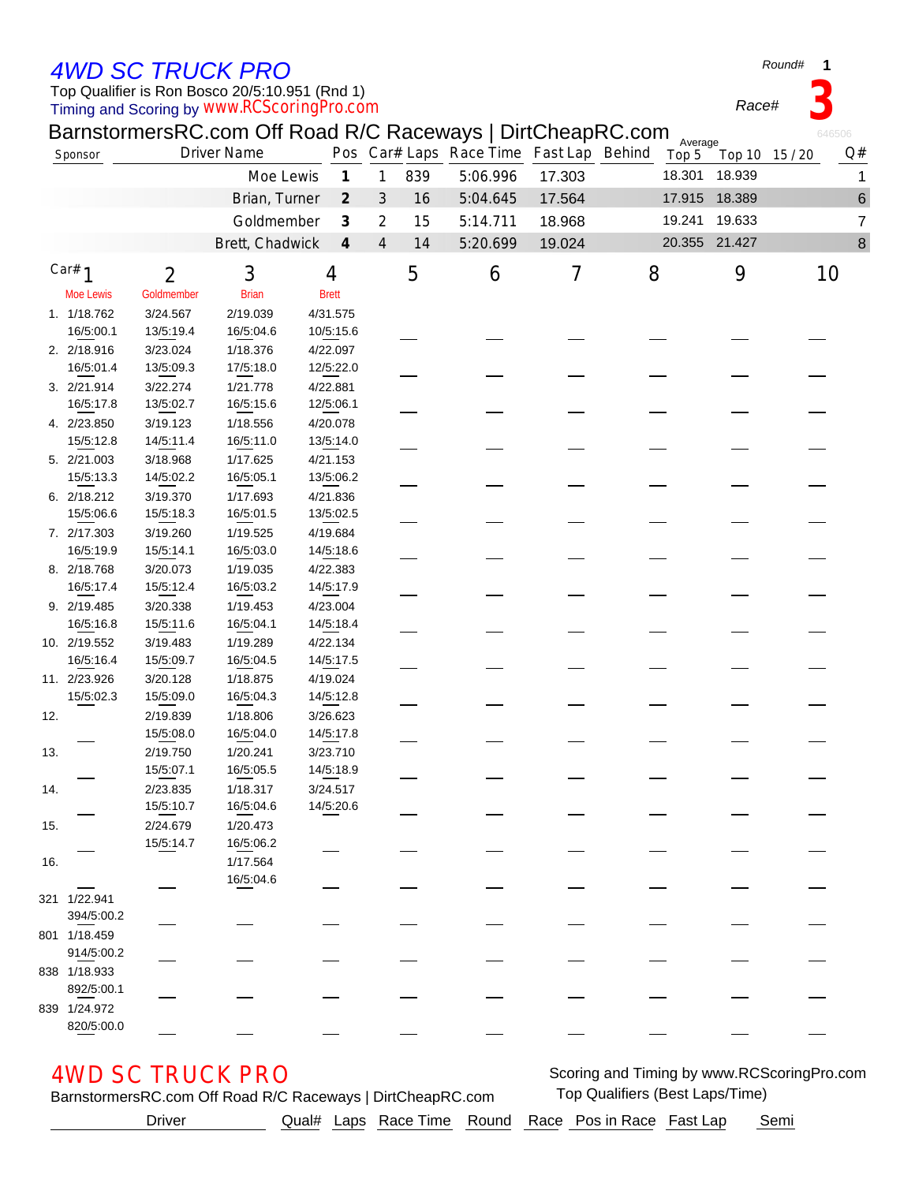# 4WD SC TRUCK PRO

Round# **1**

Top Qualifier is Ron Bosco 20/5:10.951 (Rnd 1)

Timing and Scoring by www.RCScoringPro.com

Race# **3**

## BarnstormersRC.com Off Road R/C Raceways | DirtCheapRC.com

646506

| Sponsor | Driver Name | Pos | Car# | Laps | Race Time | Fast Lap | Behind | Average Top 5 | Top 10 | 15 / 20 | Q# |
|---|---|---|---|---|---|---|---|---|---|---|---|
| | Moe Lewis | 1 | 1 | 839 | 5:06.996 | 17.303 | | 18.301 | 18.939 | | 1 |
| | Brian, Turner | 2 | 3 | 16 | 5:04.645 | 17.564 | | 17.915 | 18.389 | | 6 |
| | Goldmember | 3 | 2 | 15 | 5:14.711 | 18.968 | | 19.241 | 19.633 | | 7 |
| | Brett, Chadwick | 4 | 4 | 14 | 5:20.699 | 19.024 | | 20.355 | 21.427 | | 8 |

| Car# | 1 | 2 | 3 | 4 | 5 | 6 | 7 | 8 | 9 | 10 |
|---|---|---|---|---|---|---|---|---|---|---|
| | Moe Lewis | Goldmember | Brian | Brett | | | | | | |
| 1. | 1/18.762<br>16/5:00.1 | 3/24.567<br>13/5:19.4 | 2/19.039<br>16/5:04.6 | 4/31.575<br>10/5:15.6 | | | | | | |
| 2. | 2/18.916<br>16/5:01.4 | 3/23.024<br>13/5:09.3 | 1/18.376<br>17/5:18.0 | 4/22.097<br>12/5:22.0 | | | | | | |
| 3. | 2/21.914<br>16/5:17.8 | 3/22.274<br>13/5:02.7 | 1/21.778<br>16/5:15.6 | 4/22.881<br>12/5:06.1 | | | | | | |
| 4. | 2/23.850<br>15/5:12.8 | 3/19.123<br>14/5:11.4 | 1/18.556<br>16/5:11.0 | 4/20.078<br>13/5:14.0 | | | | | | |
| 5. | 2/21.003<br>15/5:13.3 | 3/18.968<br>14/5:02.2 | 1/17.625<br>16/5:05.1 | 4/21.153<br>13/5:06.2 | | | | | | |
| 6. | 2/18.212<br>15/5:06.6 | 3/19.370<br>15/5:18.3 | 1/17.693<br>16/5:01.5 | 4/21.836<br>13/5:02.5 | | | | | | |
| 7. | 2/17.303<br>16/5:19.9 | 3/19.260<br>15/5:14.1 | 1/19.525<br>16/5:03.0 | 4/19.684<br>14/5:18.6 | | | | | | |
| 8. | 2/18.768<br>16/5:17.4 | 3/20.073<br>15/5:12.4 | 1/19.035<br>16/5:03.2 | 4/22.383<br>14/5:17.9 | | | | | | |
| 9. | 2/19.485<br>16/5:16.8 | 3/20.338<br>15/5:11.6 | 1/19.453<br>16/5:04.1 | 4/23.004<br>14/5:18.4 | | | | | | |
| 10. | 2/19.552<br>16/5:16.4 | 3/19.483<br>15/5:09.7 | 1/19.289<br>16/5:04.5 | 4/22.134<br>14/5:17.5 | | | | | | |
| 11. | 2/23.926<br>15/5:02.3 | 3/20.128<br>15/5:09.0 | 1/18.875<br>16/5:04.3 | 4/19.024<br>14/5:12.8 | | | | | | |
| 12. | | 2/19.839<br>15/5:08.0 | 1/18.806<br>16/5:04.0 | 3/26.623<br>14/5:17.8 | | | | | | |
| 13. | | 2/19.750<br>15/5:07.1 | 1/20.241<br>16/5:05.5 | 3/23.710<br>14/5:18.9 | | | | | | |
| 14. | | 2/23.835<br>15/5:10.7 | 1/18.317<br>16/5:04.6 | 3/24.517<br>14/5:20.6 | | | | | | |
| 15. | | 2/24.679<br>15/5:14.7 | 1/20.473<br>16/5:06.2 | | | | | | | |
| 16. | | | 1/17.564<br>16/5:04.6 | | | | | | | |
| 321 | 1/22.941<br>394/5:00.2 | | | | | | | | | |
| 801 | 1/18.459<br>914/5:00.2 | | | | | | | | | |
| 838 | 1/18.933<br>892/5:00.1 | | | | | | | | | |
| 839 | 1/24.972<br>820/5:00.0 | | | | | | | | | |

# 4WD SC TRUCK PRO

BarnstormersRC.com Off Road R/C Raceways | DirtCheapRC.com

Scoring and Timing by www.RCScoringPro.com

Top Qualifiers (Best Laps/Time)

| Driver | Qual# | Laps | Race Time | Round | Race | Pos in Race | Fast Lap | Semi |
|---|---|---|---|---|---|---|---|---|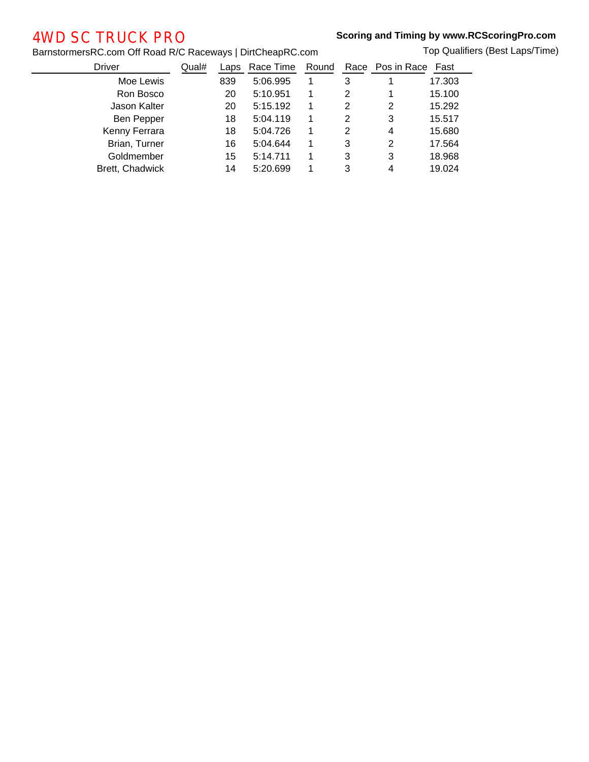# 4WD SC TRUCK PRO

**Scoring and Timing by www.RCScoringPro.com**

BarnstormersRC.com Off Road R/C Raceways | DirtCheapRC.com

Top Qualifiers (Best Laps/Time)

| Driver | Qual# | Laps | Race Time | Round | Race | Pos in Race | Fast |
|---|---|---|---|---|---|---|---|
| Moe Lewis | | 839 | 5:06.995 | 1 | 3 | 1 | 17.303 |
| Ron Bosco | | 20 | 5:10.951 | 1 | 2 | 1 | 15.100 |
| Jason Kalter | | 20 | 5:15.192 | 1 | 2 | 2 | 15.292 |
| Ben Pepper | | 18 | 5:04.119 | 1 | 2 | 3 | 15.517 |
| Kenny Ferrara | | 18 | 5:04.726 | 1 | 2 | 4 | 15.680 |
| Brian, Turner | | 16 | 5:04.644 | 1 | 3 | 2 | 17.564 |
| Goldmember | | 15 | 5:14.711 | 1 | 3 | 3 | 18.968 |
| Brett, Chadwick | | 14 | 5:20.699 | 1 | 3 | 4 | 19.024 |